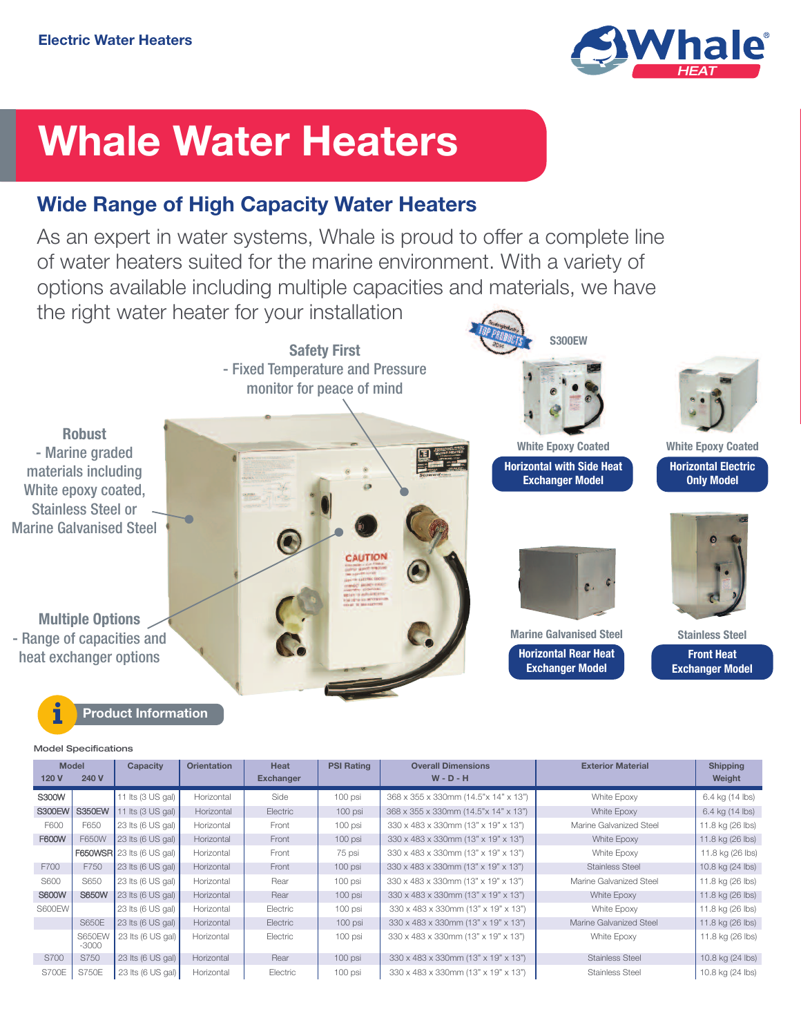Electric Water Heaters

# Whale Water Heaters

## Wide Range of High Capacity Water Heaters

As an expert in water systems, Whale is proud to offer a complete line of water heaters suited for the marine environment. With a variety of options available including multiple capacities and materials, we have the right water heater for your installation

**Safety First**
- Fixed Temperature and Pressure monitor for peace of mind

**Robust**
- Marine graded materials including White epoxy coated, Stainless Steel or Marine Galvanised Steel

**Multiple Options**
- Range of capacities and heat exchanger options

S300EW

White Epoxy Coated
**Horizontal with Side Heat Exchanger Model**

White Epoxy Coated
**Horizontal Electric Only Model**

Marine Galvanised Steel
**Horizontal Rear Heat Exchanger Model**

Stainless Steel
**Front Heat Exchanger Model**

### Product Information

Model Specifications

| Model | | Capacity | Orientation | Heat Exchanger | PSI Rating | Overall Dimensions W - D - H | Exterior Material | Shipping Weight |
|---|---|---|---|---|---|---|---|---|
| 120 V | 240 V | | | | | | | |
| S300W | | 11 lts (3 US gal) | Horizontal | Side | 100 psi | 368 x 355 x 330mm (14.5"x 14" x 13") | White Epoxy | 6.4 kg (14 lbs) |
| S300EW | S350EW | 11 lts (3 US gal) | Horizontal | Electric | 100 psi | 368 x 355 x 330mm (14.5"x 14" x 13") | White Epoxy | 6.4 kg (14 lbs) |
| F600 | F650 | 23 lts (6 US gal) | Horizontal | Front | 100 psi | 330 x 483 x 330mm (13" x 19" x 13") | Marine Galvanized Steel | 11.8 kg (26 lbs) |
| F600W | F650W | 23 lts (6 US gal) | Horizontal | Front | 100 psi | 330 x 483 x 330mm (13" x 19" x 13") | White Epoxy | 11.8 kg (26 lbs) |
| | F650WSR | 23 lts (6 US gal) | Horizontal | Front | 75 psi | 330 x 483 x 330mm (13" x 19" x 13") | White Epoxy | 11.8 kg (26 lbs) |
| F700 | F750 | 23 lts (6 US gal) | Horizontal | Front | 100 psi | 330 x 483 x 330mm (13" x 19" x 13") | Stainless Steel | 10.8 kg (24 lbs) |
| S600 | S650 | 23 lts (6 US gal) | Horizontal | Rear | 100 psi | 330 x 483 x 330mm (13" x 19" x 13") | Marine Galvanized Steel | 11.8 kg (26 lbs) |
| S600W | S650W | 23 lts (6 US gal) | Horizontal | Rear | 100 psi | 330 x 483 x 330mm (13" x 19" x 13") | White Epoxy | 11.8 kg (26 lbs) |
| S600EW | | 23 lts (6 US gal) | Horizontal | Electric | 100 psi | 330 x 483 x 330mm (13" x 19" x 13") | White Epoxy | 11.8 kg (26 lbs) |
| | S650E | 23 lts (6 US gal) | Horizontal | Electric | 100 psi | 330 x 483 x 330mm (13" x 19" x 13") | Marine Galvanized Steel | 11.8 kg (26 lbs) |
| | S650EW -3000 | 23 lts (6 US gal) | Horizontal | Electric | 100 psi | 330 x 483 x 330mm (13" x 19" x 13") | White Epoxy | 11.8 kg (26 lbs) |
| S700 | S750 | 23 lts (6 US gal) | Horizontal | Rear | 100 psi | 330 x 483 x 330mm (13" x 19" x 13") | Stainless Steel | 10.8 kg (24 lbs) |
| S700E | S750E | 23 lts (6 US gal) | Horizontal | Electric | 100 psi | 330 x 483 x 330mm (13" x 19" x 13") | Stainless Steel | 10.8 kg (24 lbs) |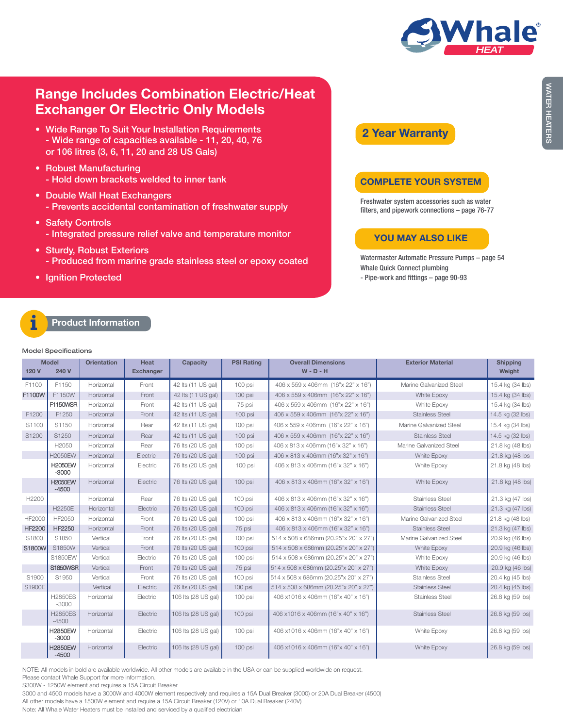## Range Includes Combination Electric/Heat Exchanger Or Electric Only Models

- Wide Range To Suit Your Installation Requirements
  - Wide range of capacities available - 11, 20, 40, 76 or 106 litres (3, 6, 11, 20 and 28 US Gals)
- Robust Manufacturing
  - Hold down brackets welded to inner tank
- Double Wall Heat Exchangers
  - Prevents accidental contamination of freshwater supply
- Safety Controls
  - Integrated pressure relief valve and temperature monitor
- Sturdy, Robust Exteriors
  - Produced from marine grade stainless steel or epoxy coated
- Ignition Protected

**2 Year Warranty**

**COMPLETE YOUR SYSTEM**

Freshwater system accessories such as water filters, and pipework connections – page 76-77

**YOU MAY ALSO LIKE**

Watermaster Automatic Pressure Pumps – page 54
Whale Quick Connect plumbing
- Pipe-work and fittings – page 90-93

## Product Information

**Model Specifications**

| Model 120 V | Model 240 V | Orientation | Heat Exchanger | Capacity | PSI Rating | Overall Dimensions W - D - H | Exterior Material | Shipping Weight |
|---|---|---|---|---|---|---|---|---|
| F1100 | F1150 | Horizontal | Front | 42 lts (11 US gal) | 100 psi | 406 x 559 x 406mm (16"x 22" x 16") | Marine Galvanized Steel | 15.4 kg (34 lbs) |
| **F1100W** | F1150W | Horizontal | Front | 42 lts (11 US gal) | 100 psi | 406 x 559 x 406mm (16"x 22" x 16") | White Epoxy | 15.4 kg (34 lbs) |
| | **F1150WSR** | Horizontal | Front | 42 lts (11 US gal) | 75 psi | 406 x 559 x 406mm (16"x 22" x 16") | White Epoxy | 15.4 kg (34 lbs) |
| F1200 | F1250 | Horizontal | Front | 42 lts (11 US gal) | 100 psi | 406 x 559 x 406mm (16"x 22" x 16") | Stainless Steel | 14.5 kg (32 lbs) |
| S1100 | S1150 | Horizontal | Rear | 42 lts (11 US gal) | 100 psi | 406 x 559 x 406mm (16"x 22" x 16") | Marine Galvanized Steel | 15.4 kg (34 lbs) |
| S1200 | S1250 | Horizontal | Rear | 42 lts (11 US gal) | 100 psi | 406 x 559 x 406mm (16"x 22" x 16") | Stainless Steel | 14.5 kg (32 lbs) |
| | H2050 | Horizontal | Rear | 76 lts (20 US gal) | 100 psi | 406 x 813 x 406mm (16"x 32" x 16") | Marine Galvanized Steel | 21.8 kg (48 lbs) |
| | H2050EW | Horizontal | Electric | 76 lts (20 US gal) | 100 psi | 406 x 813 x 406mm (16"x 32" x 16") | White Epoxy | 21.8 kg (48 lbs |
| | **H2050EW -3000** | Horizontal | Electric | 76 lts (20 US gal) | 100 psi | 406 x 813 x 406mm (16"x 32" x 16") | White Epoxy | 21.8 kg (48 lbs) |
| | **H2050EW -4500** | Horizontal | Electric | 76 lts (20 US gal) | 100 psi | 406 x 813 x 406mm (16"x 32" x 16") | White Epoxy | 21.8 kg (48 lbs) |
| H2200 | | Horizontal | Rear | 76 lts (20 US gal) | 100 psi | 406 x 813 x 406mm (16"x 32" x 16") | Stainless Steel | 21.3 kg (47 lbs) |
| | H2250E | Horizontal | Electric | 76 lts (20 US gal) | 100 psi | 406 x 813 x 406mm (16"x 32" x 16") | Stainless Steel | 21.3 kg (47 lbs) |
| HF2000 | HF2050 | Horizontal | Front | 76 lts (20 US gal) | 100 psi | 406 x 813 x 406mm (16"x 32" x 16") | Marine Galvanized Steel | 21.8 kg (48 lbs) |
| **HF2200** | **HF2250** | Horizontal | Front | 76 lts (20 US gal) | 75 psi | 406 x 813 x 406mm (16"x 32" x 16") | Stainless Steel | 21.3 kg (47 lbs) |
| S1800 | S1850 | Vertical | Front | 76 lts (20 US gal) | 100 psi | 514 x 508 x 686mm (20.25"x 20" x 27") | Marine Galvanized Steel | 20.9 kg (46 lbs) |
| **S1800W** | S1850W | Vertical | Front | 76 lts (20 US gal) | 100 psi | 514 x 508 x 686mm (20.25"x 20" x 27") | White Epoxy | 20.9 kg (46 lbs) |
| | S1850EW | Vertical | Electric | 76 lts (20 US gal) | 100 psi | 514 x 508 x 686mm (20.25"x 20" x 27") | White Epoxy | 20.9 kg (46 lbs) |
| | **S1850WSR** | Vertical | Front | 76 lts (20 US gal) | 75 psi | 514 x 508 x 686mm (20.25"x 20" x 27") | White Epoxy | 20.9 kg (46 lbs) |
| S1900 | S1950 | Vertical | Front | 76 lts (20 US gal) | 100 psi | 514 x 508 x 686mm (20.25"x 20" x 27") | Stainless Steel | 20.4 kg (45 lbs) |
| S1900E | | Vertical | Electric | 76 lts (20 US gal) | 100 psi | 514 x 508 x 686mm (20.25"x 20" x 27") | Stainless Steel | 20.4 kg (45 lbs) |
| | H2850ES -3000 | Horizontal | Electric | 106 lts (28 US gal) | 100 psi | 406 x1016 x 406mm (16"x 40" x 16") | Stainless Steel | 26.8 kg (59 lbs) |
| | H2850ES -4500 | Horizontal | Electric | 106 lts (28 US gal) | 100 psi | 406 x1016 x 406mm (16"x 40" x 16") | Stainless Steel | 26.8 kg (59 lbs) |
| | **H2850EW -3000** | Horizontal | Electric | 106 lts (28 US gal) | 100 psi | 406 x1016 x 406mm (16"x 40" x 16") | White Epoxy | 26.8 kg (59 lbs) |
| | **H2850EW -4500** | Horizontal | Electric | 106 lts (28 US gal) | 100 psi | 406 x1016 x 406mm (16"x 40" x 16") | White Epoxy | 26.8 kg (59 lbs) |

NOTE: All models in bold are available worldwide. All other models are available in the USA or can be supplied worldwide on request.
Please contact Whale Support for more information.
S300W - 1250W element and requires a 15A Circuit Breaker
3000 and 4500 models have a 3000W and 4000W element respectively and requires a 15A Dual Breaker (3000) or 20A Dual Breaker (4500)
All other models have a 1500W element and require a 15A Circuit Breaker (120V) or 10A Dual Breaker (240V)
Note: All Whale Water Heaters must be installed and serviced by a qualified electrician